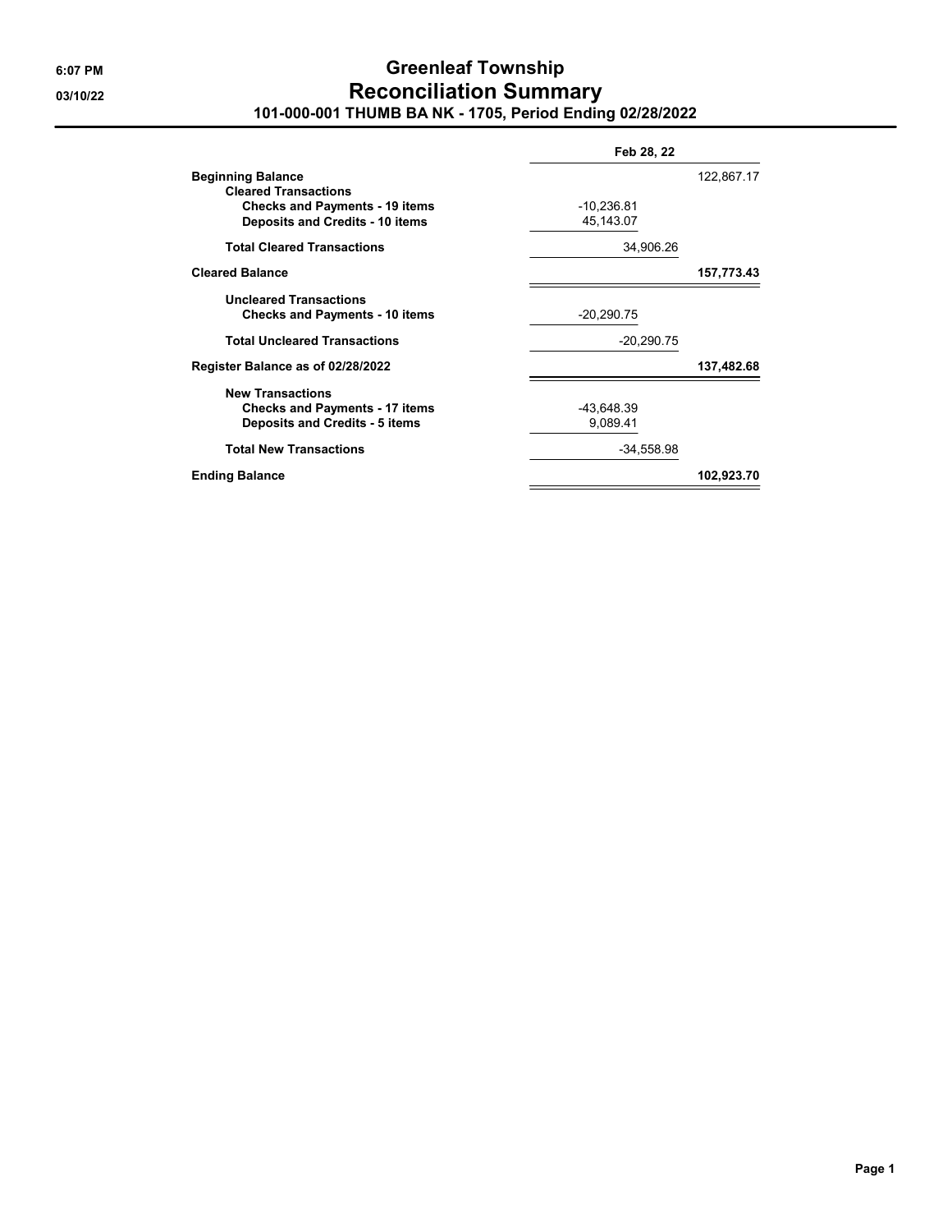6:07 PM
03/10/22

# Greenleaf Township
# Reconciliation Summary
### 101-000-001 THUMB BA NK - 1705, Period Ending 02/28/2022

| | Feb 28, 22 | |
|---|---|---|
| **Beginning Balance** | | 122,867.17 |
| **Cleared Transactions** | | |
| **Checks and Payments - 19 items** | -10,236.81 | |
| **Deposits and Credits - 10 items** | 45,143.07 | |
| **Total Cleared Transactions** | 34,906.26 | |
| **Cleared Balance** | | **157,773.43** |
| **Uncleared Transactions** | | |
| **Checks and Payments - 10 items** | -20,290.75 | |
| **Total Uncleared Transactions** | -20,290.75 | |
| **Register Balance as of 02/28/2022** | | **137,482.68** |
| **New Transactions** | | |
| **Checks and Payments - 17 items** | -43,648.39 | |
| **Deposits and Credits - 5 items** | 9,089.41 | |
| **Total New Transactions** | -34,558.98 | |
| **Ending Balance** | | **102,923.70** |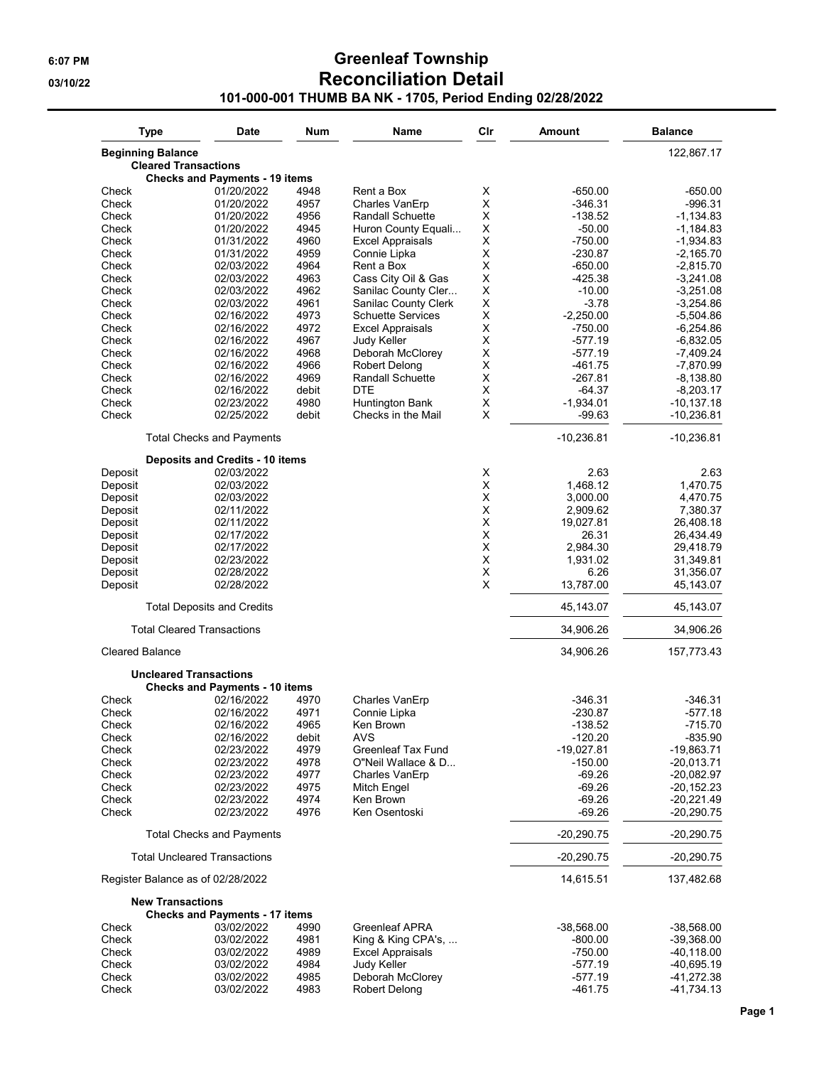# Greenleaf Township

## Reconciliation Detail

### 101-000-001 THUMB BA NK - 1705, Period Ending 02/28/2022

6:07 PM
03/10/22

| Type | Date | Num | Name | Clr | Amount | Balance |
|---|---|---|---|---|---|---|
| **Beginning Balance** | | | | | | 122,867.17 |
| **Cleared Transactions** | | | | | | |
| **Checks and Payments - 19 items** | | | | | | |
| Check | 01/20/2022 | 4948 | Rent a Box | X | -650.00 | -650.00 |
| Check | 01/20/2022 | 4957 | Charles VanErp | X | -346.31 | -996.31 |
| Check | 01/20/2022 | 4956 | Randall Schuette | X | -138.52 | -1,134.83 |
| Check | 01/20/2022 | 4945 | Huron County Equali... | X | -50.00 | -1,184.83 |
| Check | 01/31/2022 | 4960 | Excel Appraisals | X | -750.00 | -1,934.83 |
| Check | 01/31/2022 | 4959 | Connie Lipka | X | -230.87 | -2,165.70 |
| Check | 02/03/2022 | 4964 | Rent a Box | X | -650.00 | -2,815.70 |
| Check | 02/03/2022 | 4963 | Cass City Oil & Gas | X | -425.38 | -3,241.08 |
| Check | 02/03/2022 | 4962 | Sanilac County Cler... | X | -10.00 | -3,251.08 |
| Check | 02/03/2022 | 4961 | Sanilac County Clerk | X | -3.78 | -3,254.86 |
| Check | 02/16/2022 | 4973 | Schuette Services | X | -2,250.00 | -5,504.86 |
| Check | 02/16/2022 | 4972 | Excel Appraisals | X | -750.00 | -6,254.86 |
| Check | 02/16/2022 | 4967 | Judy Keller | X | -577.19 | -6,832.05 |
| Check | 02/16/2022 | 4968 | Deborah McClorey | X | -577.19 | -7,409.24 |
| Check | 02/16/2022 | 4966 | Robert Delong | X | -461.75 | -7,870.99 |
| Check | 02/16/2022 | 4969 | Randall Schuette | X | -267.81 | -8,138.80 |
| Check | 02/16/2022 | debit | DTE | X | -64.37 | -8,203.17 |
| Check | 02/23/2022 | 4980 | Huntington Bank | X | -1,934.01 | -10,137.18 |
| Check | 02/25/2022 | debit | Checks in the Mail | X | -99.63 | -10,236.81 |
| Total Checks and Payments | | | | | -10,236.81 | -10,236.81 |
| **Deposits and Credits - 10 items** | | | | | | |
| Deposit | 02/03/2022 | | | X | 2.63 | 2.63 |
| Deposit | 02/03/2022 | | | X | 1,468.12 | 1,470.75 |
| Deposit | 02/03/2022 | | | X | 3,000.00 | 4,470.75 |
| Deposit | 02/11/2022 | | | X | 2,909.62 | 7,380.37 |
| Deposit | 02/11/2022 | | | X | 19,027.81 | 26,408.18 |
| Deposit | 02/17/2022 | | | X | 26.31 | 26,434.49 |
| Deposit | 02/17/2022 | | | X | 2,984.30 | 29,418.79 |
| Deposit | 02/23/2022 | | | X | 1,931.02 | 31,349.81 |
| Deposit | 02/28/2022 | | | X | 6.26 | 31,356.07 |
| Deposit | 02/28/2022 | | | X | 13,787.00 | 45,143.07 |
| Total Deposits and Credits | | | | | 45,143.07 | 45,143.07 |
| Total Cleared Transactions | | | | | 34,906.26 | 34,906.26 |
| Cleared Balance | | | | | 34,906.26 | 157,773.43 |
| **Uncleared Transactions** | | | | | | |
| **Checks and Payments - 10 items** | | | | | | |
| Check | 02/16/2022 | 4970 | Charles VanErp | | -346.31 | -346.31 |
| Check | 02/16/2022 | 4971 | Connie Lipka | | -230.87 | -577.18 |
| Check | 02/16/2022 | 4965 | Ken Brown | | -138.52 | -715.70 |
| Check | 02/16/2022 | debit | AVS | | -120.20 | -835.90 |
| Check | 02/23/2022 | 4979 | Greenleaf Tax Fund | | -19,027.81 | -19,863.71 |
| Check | 02/23/2022 | 4978 | O"Neil Wallace & D... | | -150.00 | -20,013.71 |
| Check | 02/23/2022 | 4977 | Charles VanErp | | -69.26 | -20,082.97 |
| Check | 02/23/2022 | 4975 | Mitch Engel | | -69.26 | -20,152.23 |
| Check | 02/23/2022 | 4974 | Ken Brown | | -69.26 | -20,221.49 |
| Check | 02/23/2022 | 4976 | Ken Osentoski | | -69.26 | -20,290.75 |
| Total Checks and Payments | | | | | -20,290.75 | -20,290.75 |
| Total Uncleared Transactions | | | | | -20,290.75 | -20,290.75 |
| Register Balance as of 02/28/2022 | | | | | 14,615.51 | 137,482.68 |
| **New Transactions** | | | | | | |
| **Checks and Payments - 17 items** | | | | | | |
| Check | 03/02/2022 | 4990 | Greenleaf APRA | | -38,568.00 | -38,568.00 |
| Check | 03/02/2022 | 4981 | King & King CPA's, ... | | -800.00 | -39,368.00 |
| Check | 03/02/2022 | 4989 | Excel Appraisals | | -750.00 | -40,118.00 |
| Check | 03/02/2022 | 4984 | Judy Keller | | -577.19 | -40,695.19 |
| Check | 03/02/2022 | 4985 | Deborah McClorey | | -577.19 | -41,272.38 |
| Check | 03/02/2022 | 4983 | Robert Delong | | -461.75 | -41,734.13 |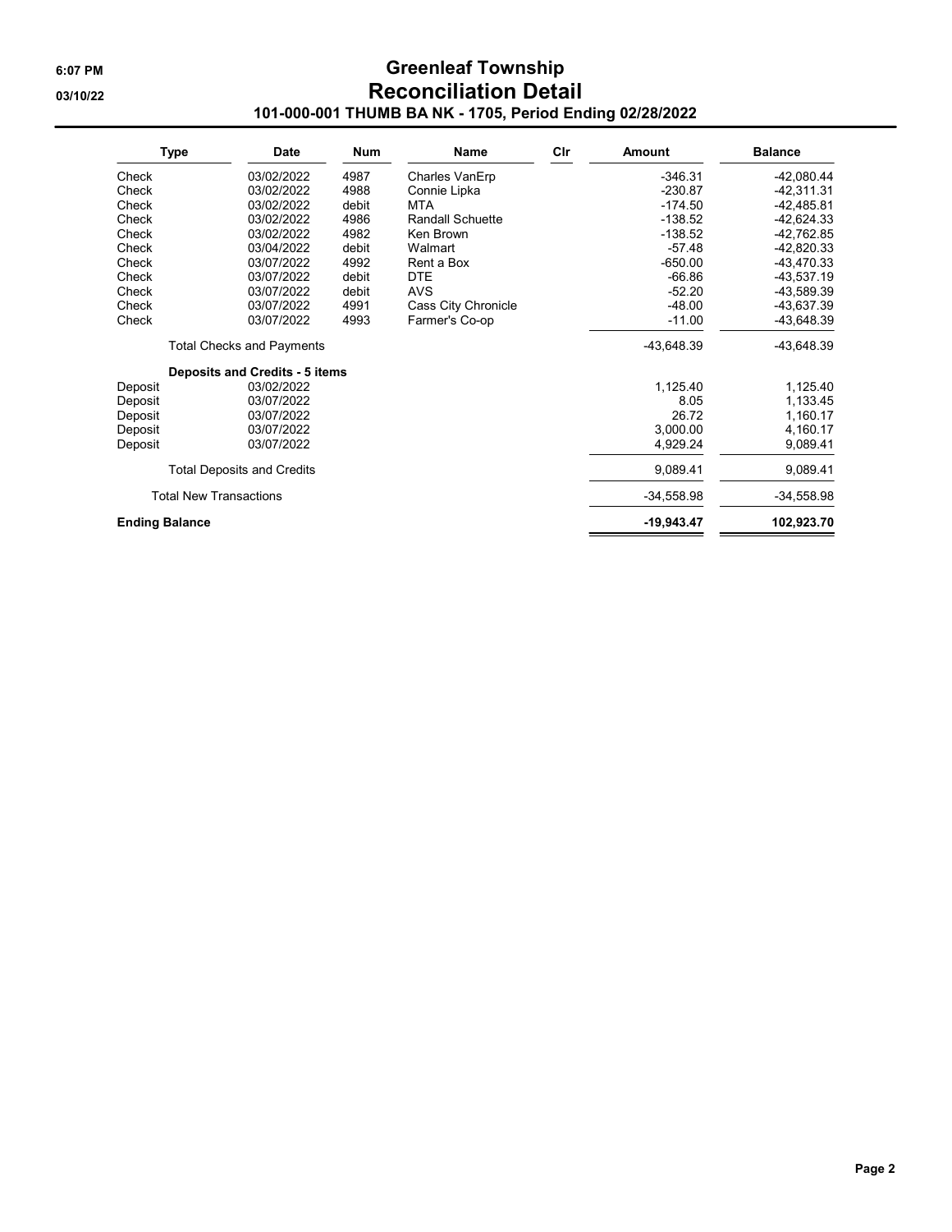# Greenleaf Township
## Reconciliation Detail
### 101-000-001 THUMB BA NK - 1705, Period Ending 02/28/2022

| Type | Date | Num | Name | Clr | Amount | Balance |
|---|---|---|---|---|---|---|
| Check | 03/02/2022 | 4987 | Charles VanErp | | -346.31 | -42,080.44 |
| Check | 03/02/2022 | 4988 | Connie Lipka | | -230.87 | -42,311.31 |
| Check | 03/02/2022 | debit | MTA | | -174.50 | -42,485.81 |
| Check | 03/02/2022 | 4986 | Randall Schuette | | -138.52 | -42,624.33 |
| Check | 03/02/2022 | 4982 | Ken Brown | | -138.52 | -42,762.85 |
| Check | 03/04/2022 | debit | Walmart | | -57.48 | -42,820.33 |
| Check | 03/07/2022 | 4992 | Rent a Box | | -650.00 | -43,470.33 |
| Check | 03/07/2022 | debit | DTE | | -66.86 | -43,537.19 |
| Check | 03/07/2022 | debit | AVS | | -52.20 | -43,589.39 |
| Check | 03/07/2022 | 4991 | Cass City Chronicle | | -48.00 | -43,637.39 |
| Check | 03/07/2022 | 4993 | Farmer's Co-op | | -11.00 | -43,648.39 |
| Total Checks and Payments | | | | | -43,648.39 | -43,648.39 |
| **Deposits and Credits - 5 items** | | | | | | |
| Deposit | 03/02/2022 | | | | 1,125.40 | 1,125.40 |
| Deposit | 03/07/2022 | | | | 8.05 | 1,133.45 |
| Deposit | 03/07/2022 | | | | 26.72 | 1,160.17 |
| Deposit | 03/07/2022 | | | | 3,000.00 | 4,160.17 |
| Deposit | 03/07/2022 | | | | 4,929.24 | 9,089.41 |
| Total Deposits and Credits | | | | | 9,089.41 | 9,089.41 |
| Total New Transactions | | | | | -34,558.98 | -34,558.98 |
| **Ending Balance** | | | | | **-19,943.47** | **102,923.70** |